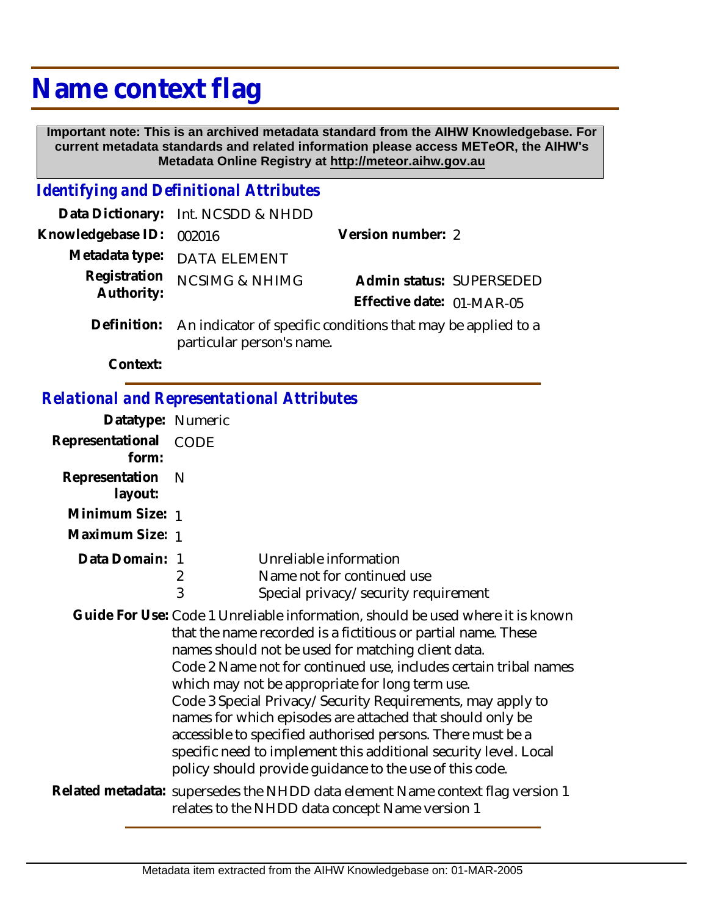# Name context flag

**Important note: This is an archived metadata standard from the AIHW Knowledgebase. For current metadata standards and related information please access METeOR, the AIHW's Metadata Online Registry at http://meteor.aihw.gov.au**

## *Identifying and Definitional Attributes*

**Data Dictionary:** Int. NCSDD & NHDD

**Knowledgebase ID:** 002016

**Version number:** 2

**Metadata type:** DATA ELEMENT

**Registration Authority:** NCSIMG & NHIMG

**Admin status:** SUPERSEDED

**Effective date:** 01-MAR-05

**Definition:** An indicator of specific conditions that may be applied to a particular person's name.

**Context:**

## *Relational and Representational Attributes*

**Datatype:** Numeric

**Representational form:** CODE

**Representation layout:** N

**Minimum Size:** 1

**Maximum Size:** 1

**Data Domain:**

| Code | Description |
|---|---|
| 1 | Unreliable information |
| 2 | Name not for continued use |
| 3 | Special privacy/security requirement |

**Guide For Use:** Code 1 Unreliable information, should be used where it is known that the name recorded is a fictitious or partial name. These names should not be used for matching client data.
Code 2 Name not for continued use, includes certain tribal names which may not be appropriate for long term use.
Code 3 Special Privacy/Security Requirements, may apply to names for which episodes are attached that should only be accessible to specified authorised persons. There must be a specific need to implement this additional security level. Local policy should provide guidance to the use of this code.

**Related metadata:** supersedes the NHDD data element Name context flag version 1
relates to the NHDD data concept Name version 1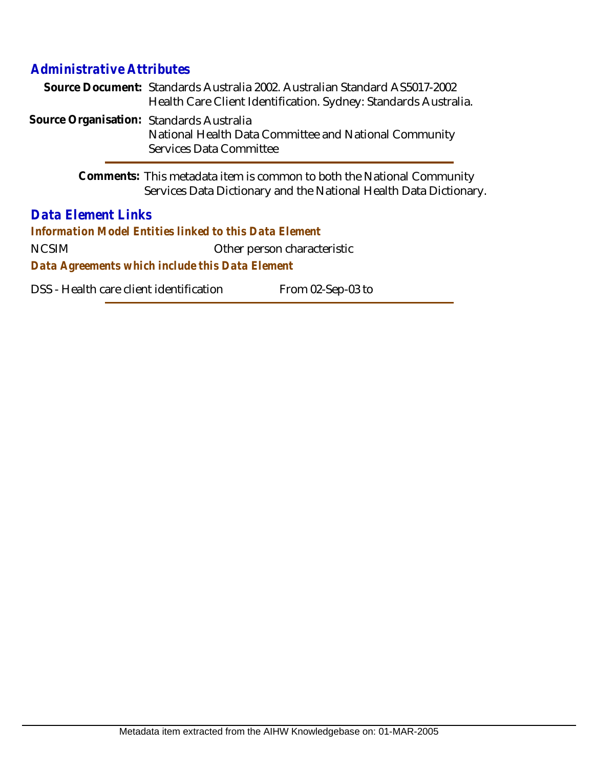## Administrative Attributes

**Source Document:** Standards Australia 2002. Australian Standard AS5017-2002 Health Care Client Identification. Sydney: Standards Australia.

**Source Organisation:** Standards Australia
National Health Data Committee and National Community Services Data Committee

**Comments:** This metadata item is common to both the National Community Services Data Dictionary and the National Health Data Dictionary.

## Data Element Links

### *Information Model Entities linked to this Data Element*

NCSIM — Other person characteristic

### *Data Agreements which include this Data Element*

DSS - Health care client identification — From 02-Sep-03 to

Metadata item extracted from the AIHW Knowledgebase on: 01-MAR-2005